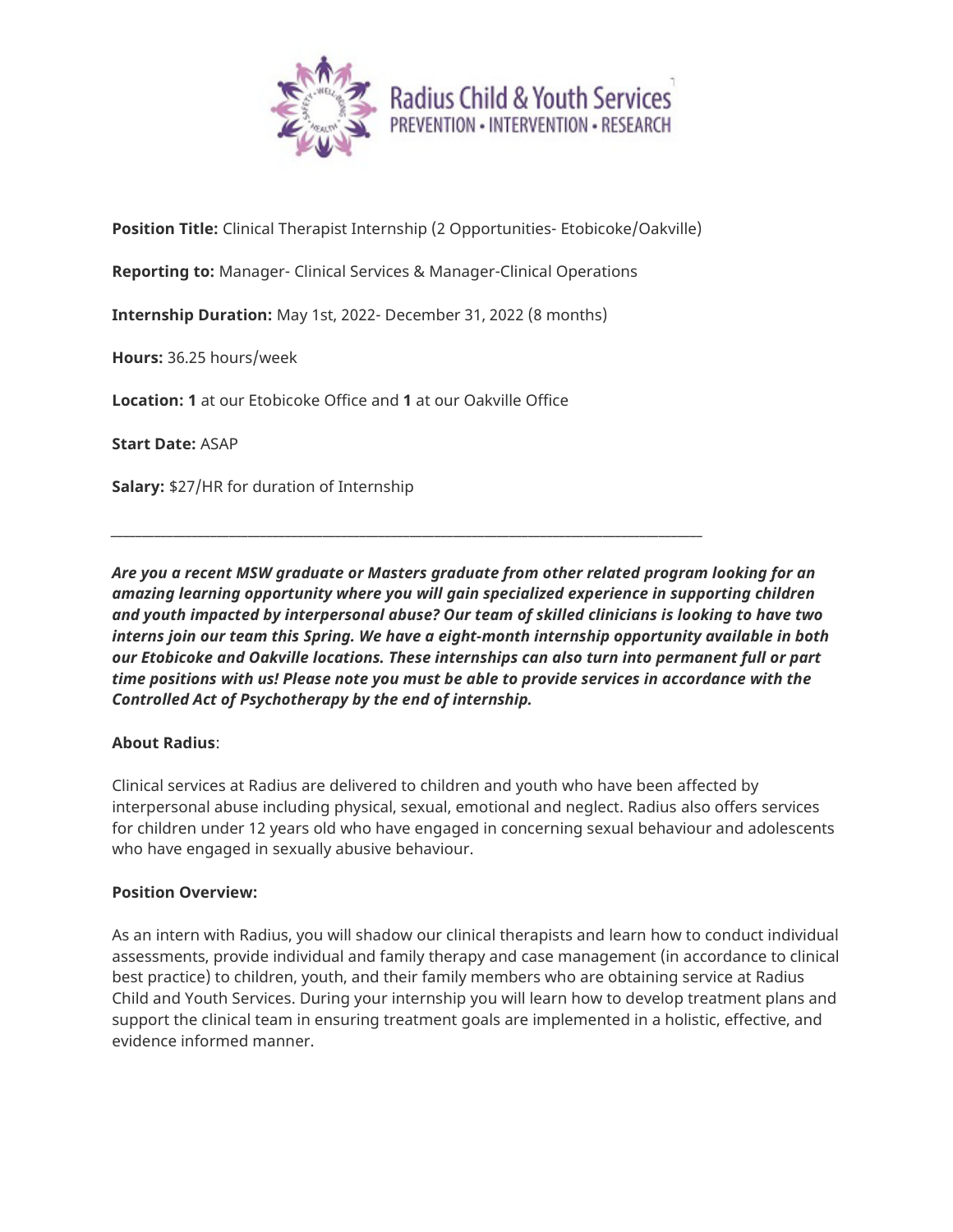Radius Child & Youth Services
PREVENTION • INTERVENTION • RESEARCH

**Position Title:** Clinical Therapist Internship (2 Opportunities- Etobicoke/Oakville)

**Reporting to:** Manager- Clinical Services & Manager-Clinical Operations

**Internship Duration:** May 1st, 2022- December 31, 2022 (8 months)

**Hours:** 36.25 hours/week

**Location: 1** at our Etobicoke Office and **1** at our Oakville Office

**Start Date:** ASAP

**Salary:** $27/HR for duration of Internship

---

***Are you a recent MSW graduate or Masters graduate from other related program looking for an amazing learning opportunity where you will gain specialized experience in supporting children and youth impacted by interpersonal abuse? Our team of skilled clinicians is looking to have two interns join our team this Spring. We have a eight-month internship opportunity available in both our Etobicoke and Oakville locations. These internships can also turn into permanent full or part time positions with us! Please note you must be able to provide services in accordance with the Controlled Act of Psychotherapy by the end of internship.***

**About Radius**:

Clinical services at Radius are delivered to children and youth who have been affected by interpersonal abuse including physical, sexual, emotional and neglect. Radius also offers services for children under 12 years old who have engaged in concerning sexual behaviour and adolescents who have engaged in sexually abusive behaviour.

**Position Overview:**

As an intern with Radius, you will shadow our clinical therapists and learn how to conduct individual assessments, provide individual and family therapy and case management (in accordance to clinical best practice) to children, youth, and their family members who are obtaining service at Radius Child and Youth Services. During your internship you will learn how to develop treatment plans and support the clinical team in ensuring treatment goals are implemented in a holistic, effective, and evidence informed manner.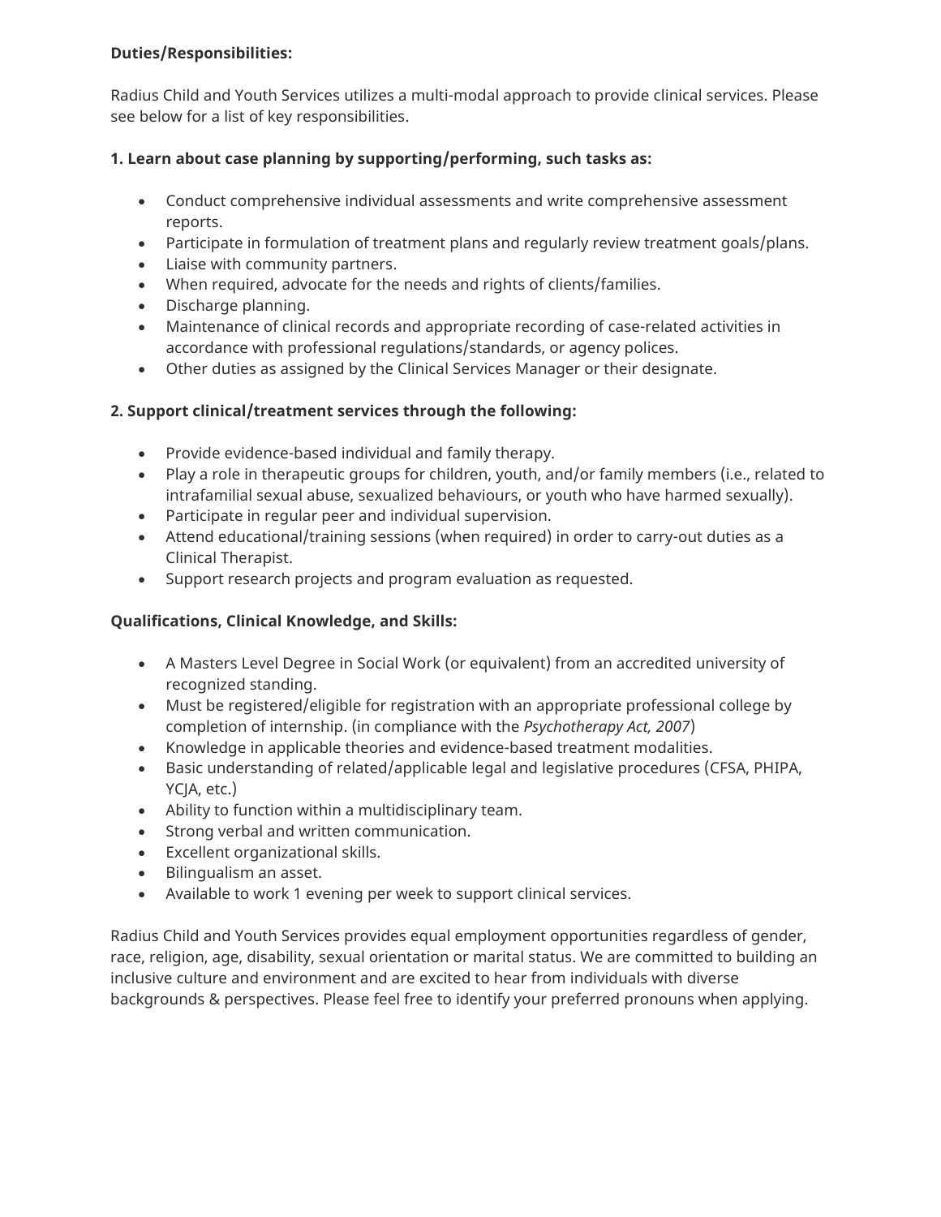**Duties/Responsibilities:**

Radius Child and Youth Services utilizes a multi-modal approach to provide clinical services. Please see below for a list of key responsibilities.

**1. Learn about case planning by supporting/performing, such tasks as:**

- Conduct comprehensive individual assessments and write comprehensive assessment reports.
- Participate in formulation of treatment plans and regularly review treatment goals/plans.
- Liaise with community partners.
- When required, advocate for the needs and rights of clients/families.
- Discharge planning.
- Maintenance of clinical records and appropriate recording of case-related activities in accordance with professional regulations/standards, or agency polices.
- Other duties as assigned by the Clinical Services Manager or their designate.

**2. Support clinical/treatment services through the following:**

- Provide evidence-based individual and family therapy.
- Play a role in therapeutic groups for children, youth, and/or family members (i.e., related to intrafamilial sexual abuse, sexualized behaviours, or youth who have harmed sexually).
- Participate in regular peer and individual supervision.
- Attend educational/training sessions (when required) in order to carry-out duties as a Clinical Therapist.
- Support research projects and program evaluation as requested.

**Qualifications, Clinical Knowledge, and Skills:**

- A Masters Level Degree in Social Work (or equivalent) from an accredited university of recognized standing.
- Must be registered/eligible for registration with an appropriate professional college by completion of internship. (in compliance with the *Psychotherapy Act, 2007*)
- Knowledge in applicable theories and evidence-based treatment modalities.
- Basic understanding of related/applicable legal and legislative procedures (CFSA, PHIPA, YCJA, etc.)
- Ability to function within a multidisciplinary team.
- Strong verbal and written communication.
- Excellent organizational skills.
- Bilingualism an asset.
- Available to work 1 evening per week to support clinical services.

Radius Child and Youth Services provides equal employment opportunities regardless of gender, race, religion, age, disability, sexual orientation or marital status. We are committed to building an inclusive culture and environment and are excited to hear from individuals with diverse backgrounds & perspectives. Please feel free to identify your preferred pronouns when applying.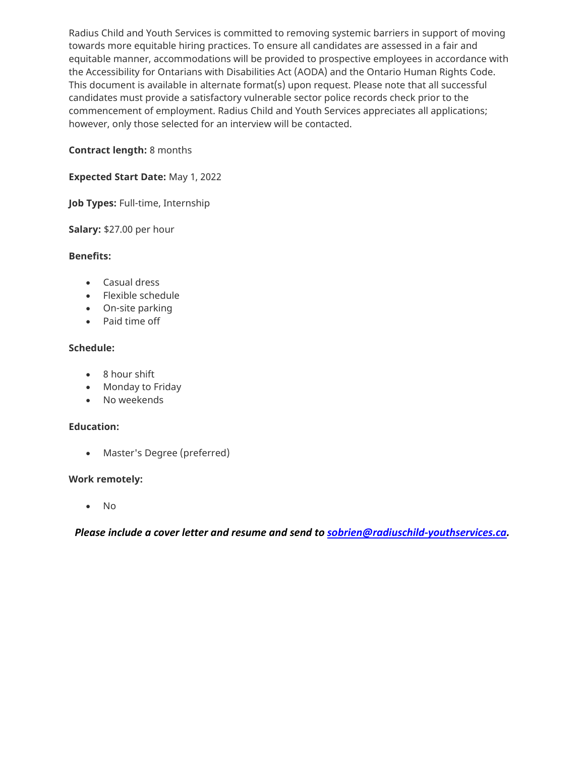Radius Child and Youth Services is committed to removing systemic barriers in support of moving towards more equitable hiring practices. To ensure all candidates are assessed in a fair and equitable manner, accommodations will be provided to prospective employees in accordance with the Accessibility for Ontarians with Disabilities Act (AODA) and the Ontario Human Rights Code. This document is available in alternate format(s) upon request. Please note that all successful candidates must provide a satisfactory vulnerable sector police records check prior to the commencement of employment. Radius Child and Youth Services appreciates all applications; however, only those selected for an interview will be contacted.

**Contract length:** 8 months

**Expected Start Date:** May 1, 2022

**Job Types:** Full-time, Internship

**Salary:** $27.00 per hour

**Benefits:**

- Casual dress
- Flexible schedule
- On-site parking
- Paid time off

**Schedule:**

- 8 hour shift
- Monday to Friday
- No weekends

**Education:**

- Master's Degree (preferred)

**Work remotely:**

- No

***Please include a cover letter and resume and send to [sobrien@radiuschild-youthservices.ca](mailto:sobrien@radiuschild-youthservices.ca).***